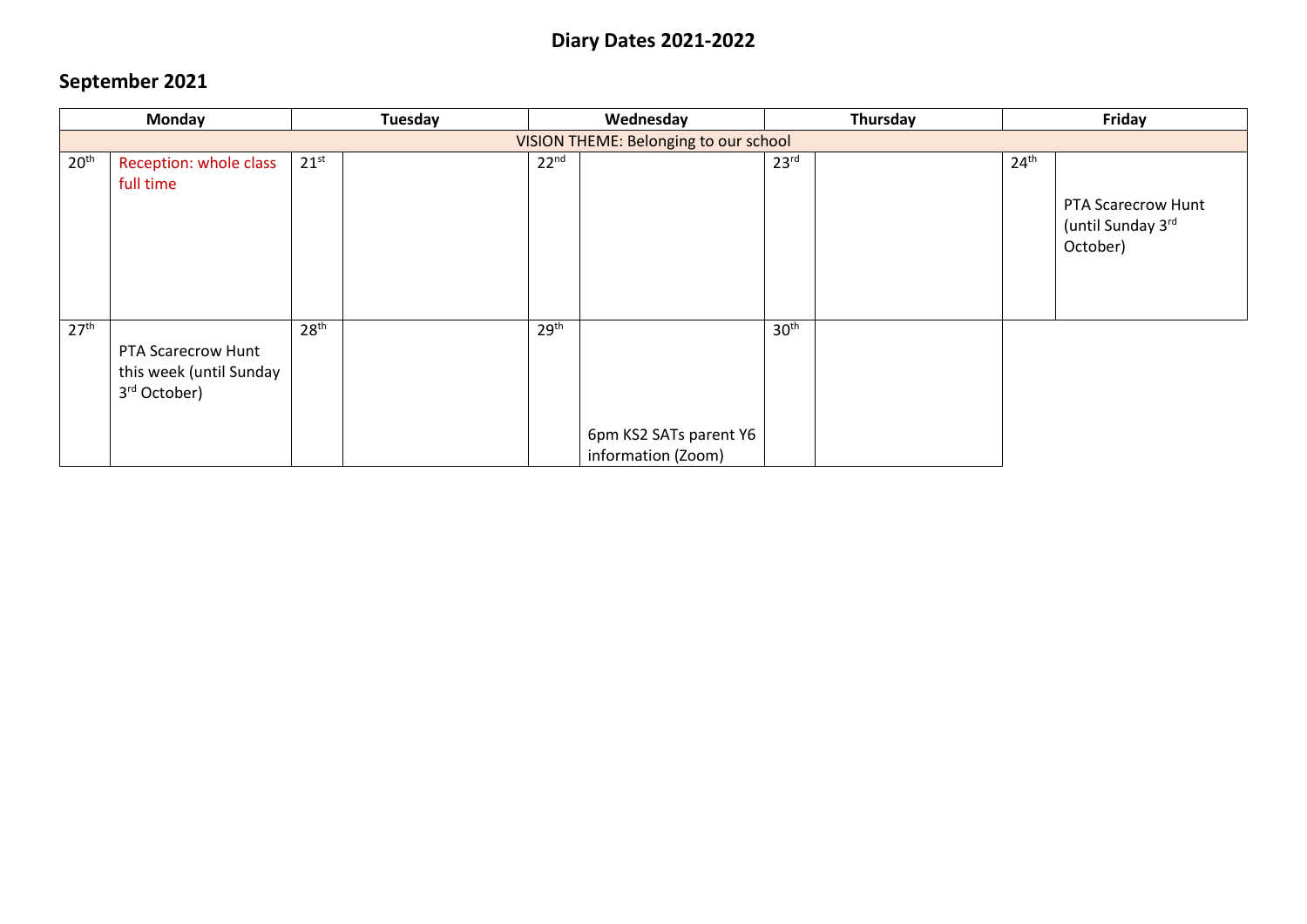# Diary Dates 2021-2022

## September 2021

| Monday | | Tuesday | | Wednesday | | Thursday | | Friday | |
|---|---|---|---|---|---|---|---|---|---|
| VISION THEME: Belonging to our school | | | | | | | | | |
| 20th | Reception: whole class full time | 21st | | 22nd | | 23rd | | 24th | PTA Scarecrow Hunt (until Sunday 3rd October) |
| 27th | PTA Scarecrow Hunt this week (until Sunday 3rd October) | 28th | | 29th | 6pm KS2 SATs parent Y6 information (Zoom) | 30th | | | |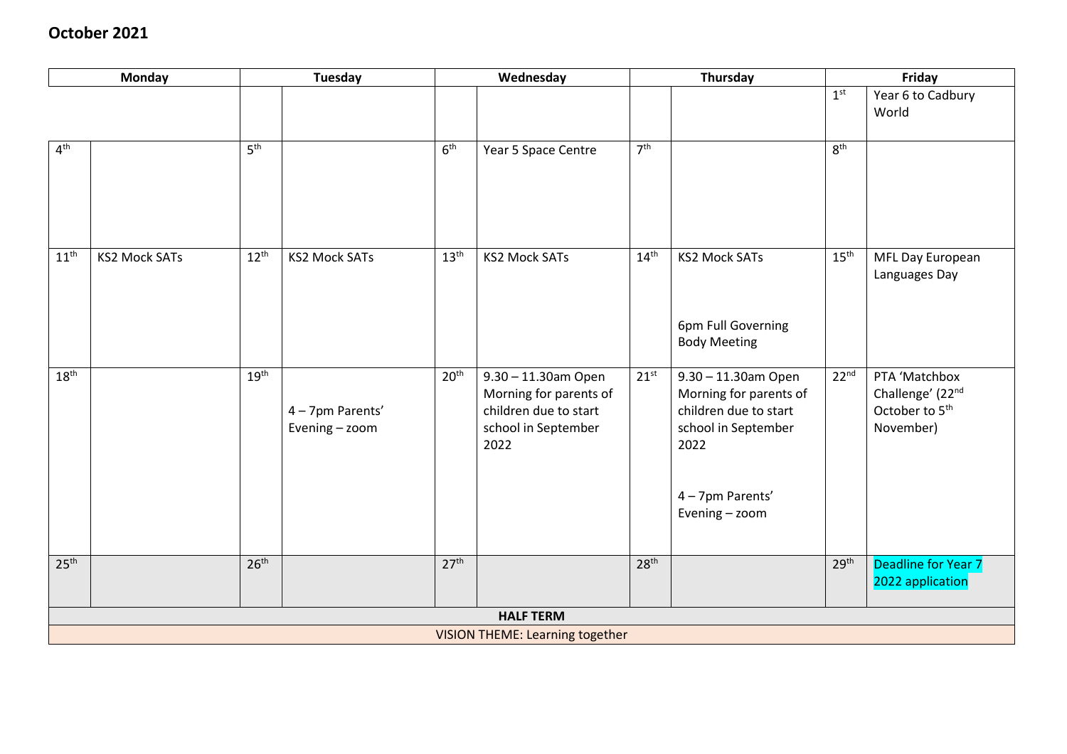## October 2021

| Monday | | Tuesday | | Wednesday | | Thursday | | Friday | |
|---|---|---|---|---|---|---|---|---|---|
| | | | | | | | | 1st | Year 6 to Cadbury World |
| 4th | | 5th | | 6th | Year 5 Space Centre | 7th | | 8th | |
| 11th | KS2 Mock SATs | 12th | KS2 Mock SATs | 13th | KS2 Mock SATs | 14th | KS2 Mock SATs<br><br>6pm Full Governing Body Meeting | 15th | MFL Day European Languages Day |
| 18th | | 19th | 4 – 7pm Parents' Evening – zoom | 20th | 9.30 – 11.30am Open Morning for parents of children due to start school in September 2022 | 21st | 9.30 – 11.30am Open Morning for parents of children due to start school in September 2022<br><br>4 – 7pm Parents' Evening – zoom | 22nd | PTA 'Matchbox Challenge' (22nd October to 5th November) |
| 25th | | 26th | | 27th | | 28th | | 29th | Deadline for Year 7 2022 application |
| HALF TERM | | | | | | | | | |
| VISION THEME: Learning together | | | | | | | | | |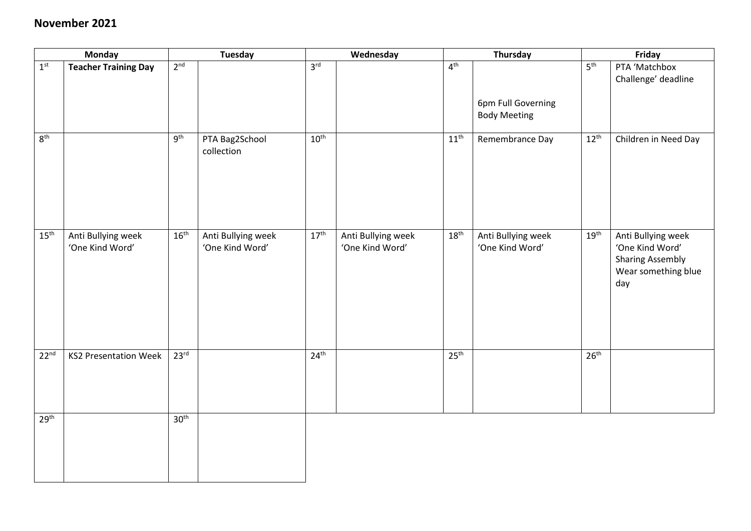## November 2021

| Monday | | Tuesday | | Wednesday | | Thursday | | Friday | |
|---|---|---|---|---|---|---|---|---|---|
| 1st | **Teacher Training Day** | 2nd | | 3rd | | 4th | 6pm Full Governing Body Meeting | 5th | PTA 'Matchbox Challenge' deadline |
| 8th | | 9th | PTA Bag2School collection | 10th | | 11th | Remembrance Day | 12th | Children in Need Day |
| 15th | Anti Bullying week 'One Kind Word' | 16th | Anti Bullying week 'One Kind Word' | 17th | Anti Bullying week 'One Kind Word' | 18th | Anti Bullying week 'One Kind Word' | 19th | Anti Bullying week 'One Kind Word' Sharing Assembly Wear something blue day |
| 22nd | KS2 Presentation Week | 23rd | | 24th | | 25th | | 26th | |
| 29th | | 30th | | | | | | | |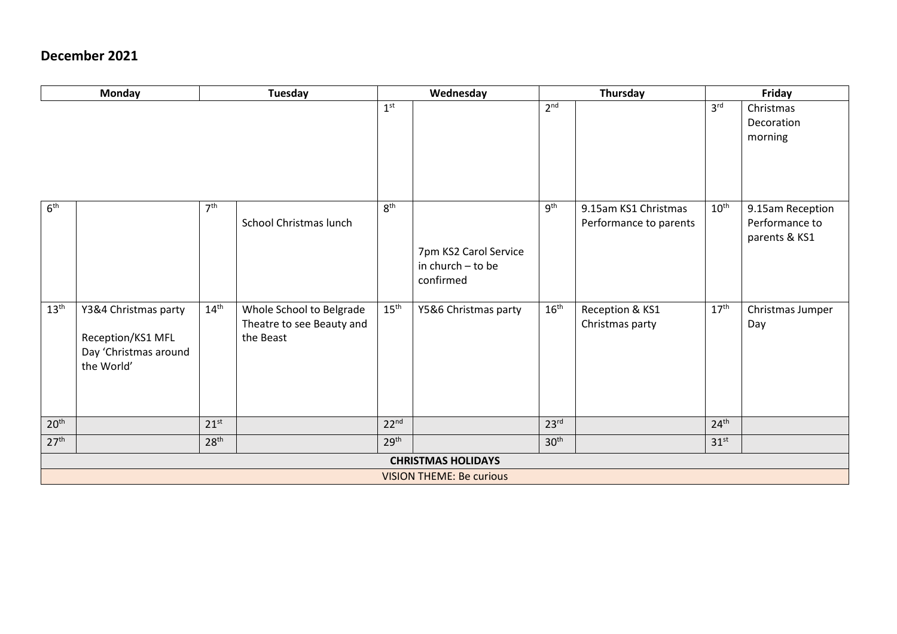## December 2021

| Monday | | Tuesday | | Wednesday | | Thursday | | Friday | |
|---|---|---|---|---|---|---|---|---|---|
| | | | | 1st | | 2nd | | 3rd | Christmas Decoration morning |
| 6th | | 7th | School Christmas lunch | 8th | 7pm KS2 Carol Service in church – to be confirmed | 9th | 9.15am KS1 Christmas Performance to parents | 10th | 9.15am Reception Performance to parents & KS1 |
| 13th | Y3&4 Christmas party<br><br>Reception/KS1 MFL Day 'Christmas around the World' | 14th | Whole School to Belgrade Theatre to see Beauty and the Beast | 15th | Y5&6 Christmas party | 16th | Reception & KS1 Christmas party | 17th | Christmas Jumper Day |
| 20th | | 21st | | 22nd | | 23rd | | 24th | |
| 27th | | 28th | | 29th | | 30th | | 31st | |
| **CHRISTMAS HOLIDAYS** | | | | | | | | | |
| VISION THEME: Be curious | | | | | | | | | |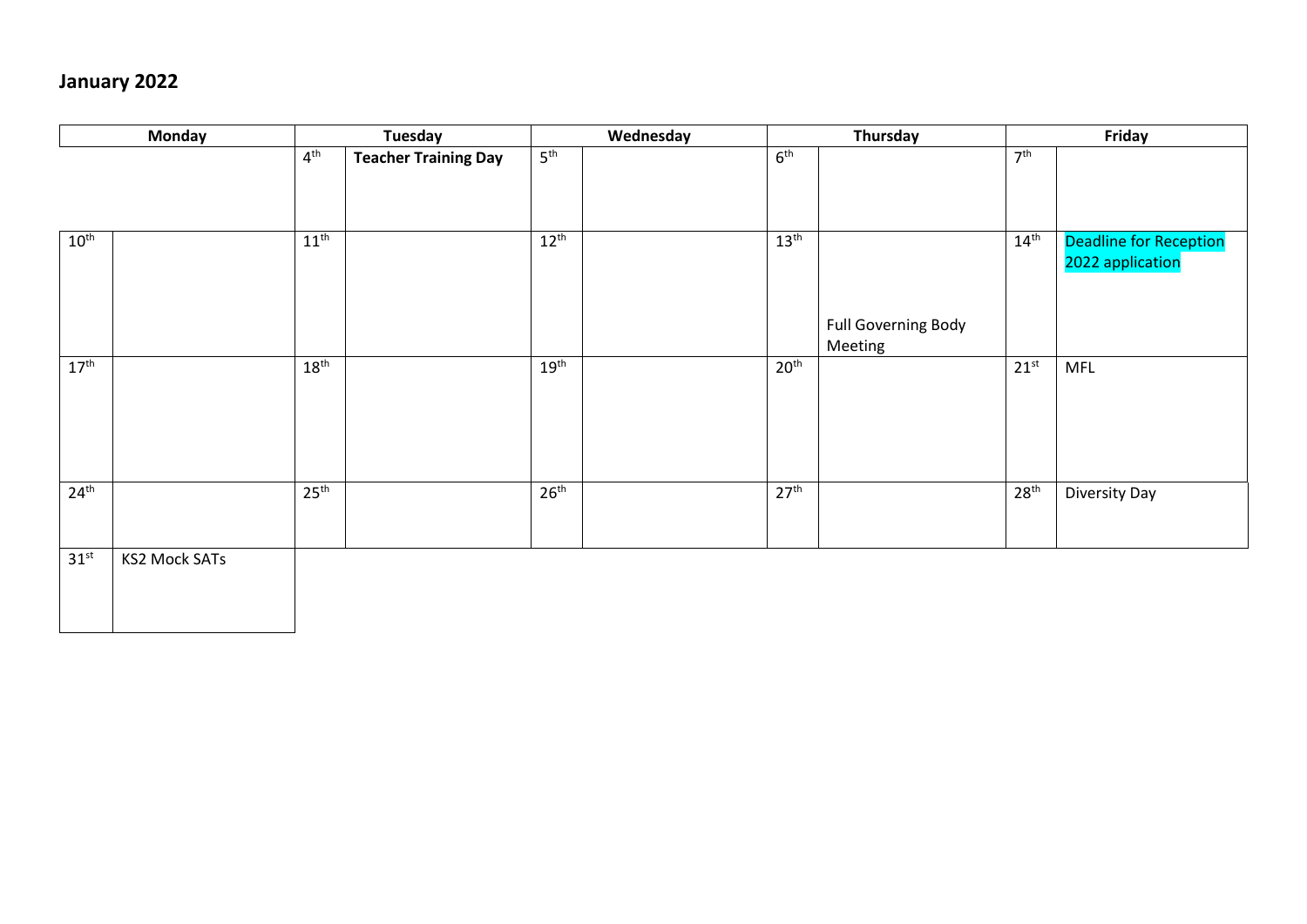# January 2022

| Monday | | Tuesday | | Wednesday | | Thursday | | Friday | |
|---|---|---|---|---|---|---|---|---|---|
| | | 4th | **Teacher Training Day** | 5th | | 6th | | 7th | |
| 10th | | 11th | | 12th | | 13th | Full Governing Body Meeting | 14th | Deadline for Reception 2022 application |
| 17th | | 18th | | 19th | | 20th | | 21st | MFL |
| 24th | | 25th | | 26th | | 27th | | 28th | Diversity Day |
| 31st | KS2 Mock SATs | | | | | | | | |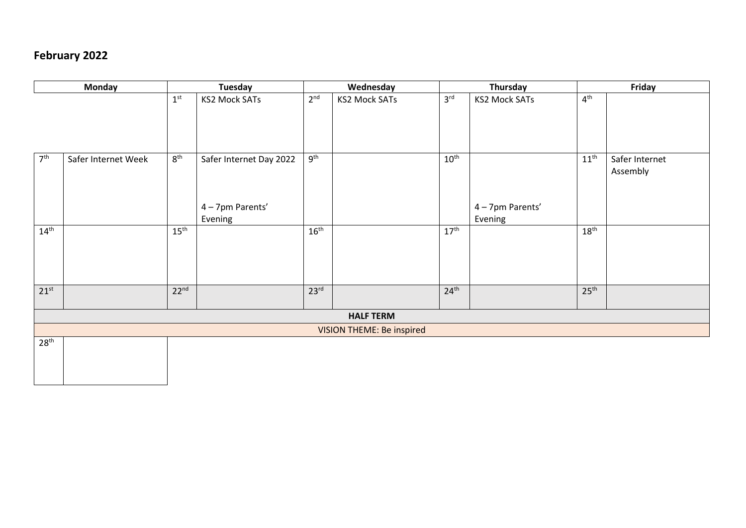## February 2022

| Monday | | Tuesday | | Wednesday | | Thursday | | Friday | |
|---|---|---|---|---|---|---|---|---|---|
| | | 1st | KS2 Mock SATs | 2nd | KS2 Mock SATs | 3rd | KS2 Mock SATs | 4th | |
| 7th | Safer Internet Week | 8th | Safer Internet Day 2022<br><br>4 – 7pm Parents' Evening | 9th | | 10th | 4 – 7pm Parents' Evening | 11th | Safer Internet Assembly |
| 14th | | 15th | | 16th | | 17th | | 18th | |
| 21st | | 22nd | | 23rd | | 24th | | 25th | |
| **HALF TERM** | | | | | | | | | |
| VISION THEME: Be inspired | | | | | | | | | |
| 28th | | | | | | | | | |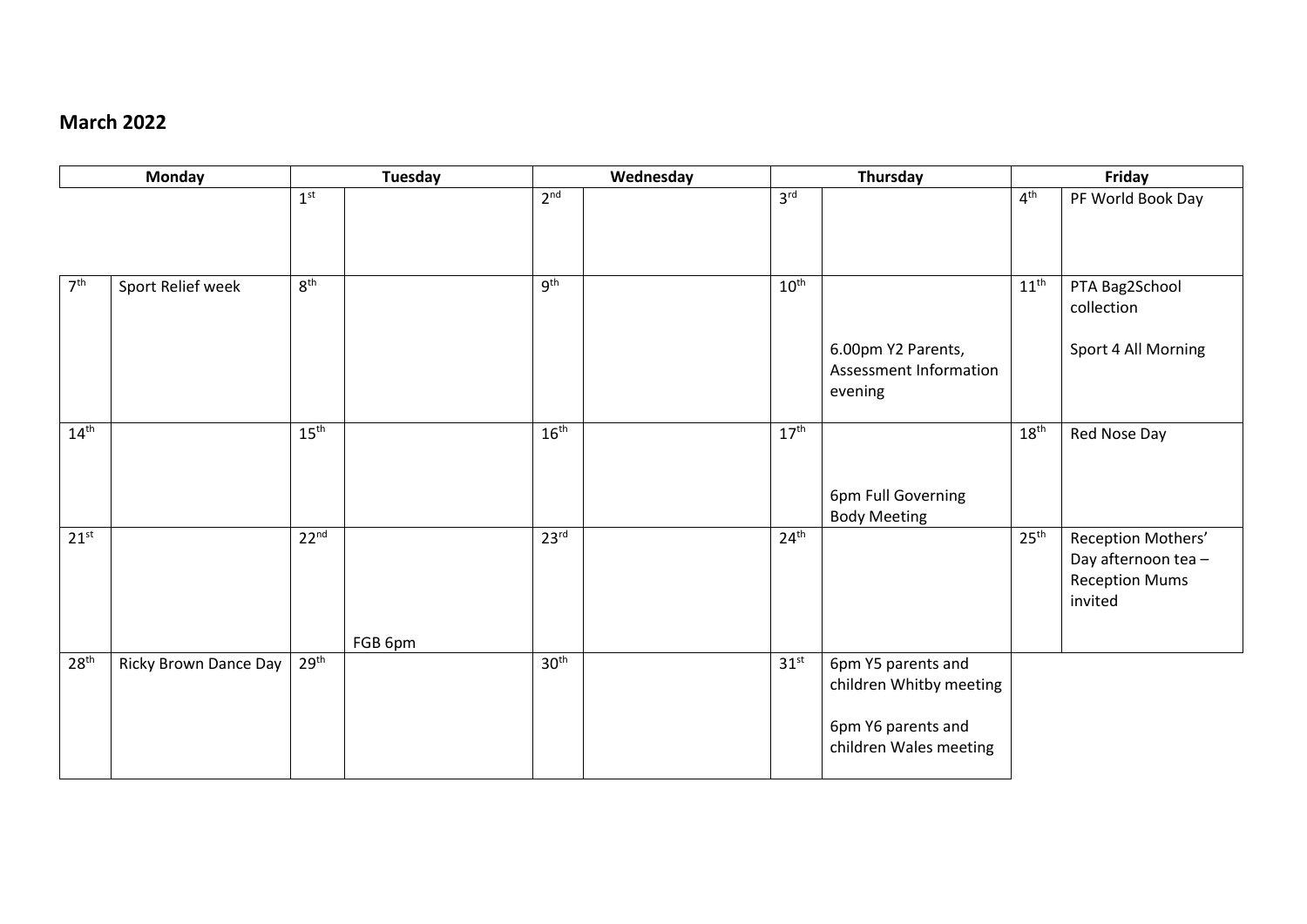## March 2022

| Monday | | Tuesday | | Wednesday | | Thursday | | Friday | |
|---|---|---|---|---|---|---|---|---|---|
| | | 1st | | 2nd | | 3rd | | 4th | PF World Book Day |
| 7th | Sport Relief week | 8th | | 9th | | 10th | 6.00pm Y2 Parents, Assessment Information evening | 11th | PTA Bag2School collection<br><br>Sport 4 All Morning |
| 14th | | 15th | | 16th | | 17th | 6pm Full Governing Body Meeting | 18th | Red Nose Day |
| 21st | | 22nd | FGB 6pm | 23rd | | 24th | | 25th | Reception Mothers' Day afternoon tea – Reception Mums invited |
| 28th | Ricky Brown Dance Day | 29th | | 30th | | 31st | 6pm Y5 parents and children Whitby meeting<br><br>6pm Y6 parents and children Wales meeting | | |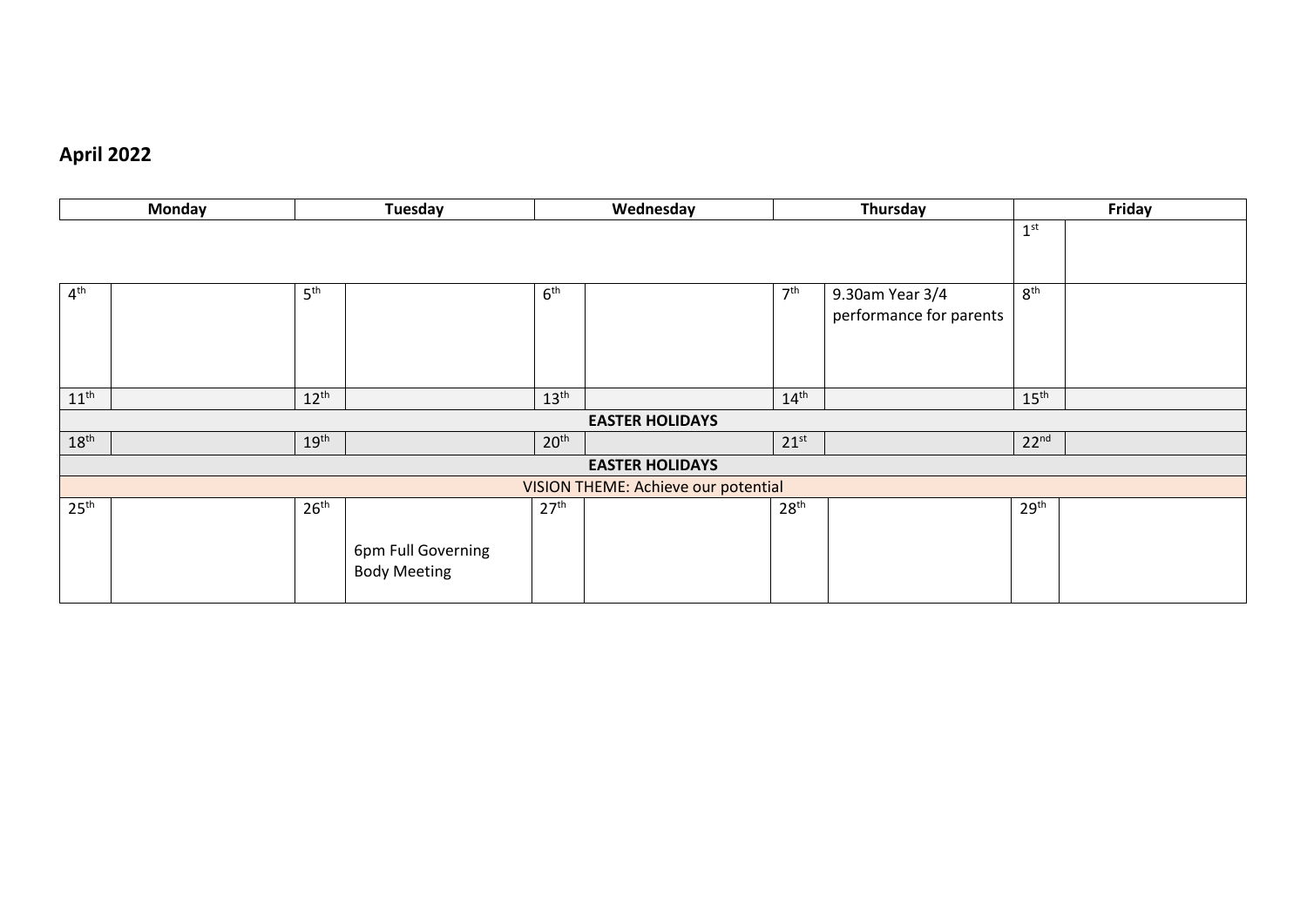## April 2022

| Monday | | Tuesday | | Wednesday | | Thursday | | Friday | |
|---|---|---|---|---|---|---|---|---|---|
| | | | | | | | | 1st | |
| 4th | | 5th | | 6th | | 7th | 9.30am Year 3/4 performance for parents | 8th | |
| 11th | | 12th | | 13th | | 14th | | 15th | |
| **EASTER HOLIDAYS** | | | | | | | | | |
| 18th | | 19th | | 20th | | 21st | | 22nd | |
| **EASTER HOLIDAYS** | | | | | | | | | |
| VISION THEME: Achieve our potential | | | | | | | | | |
| 25th | | 26th | 6pm Full Governing Body Meeting | 27th | | 28th | | 29th | |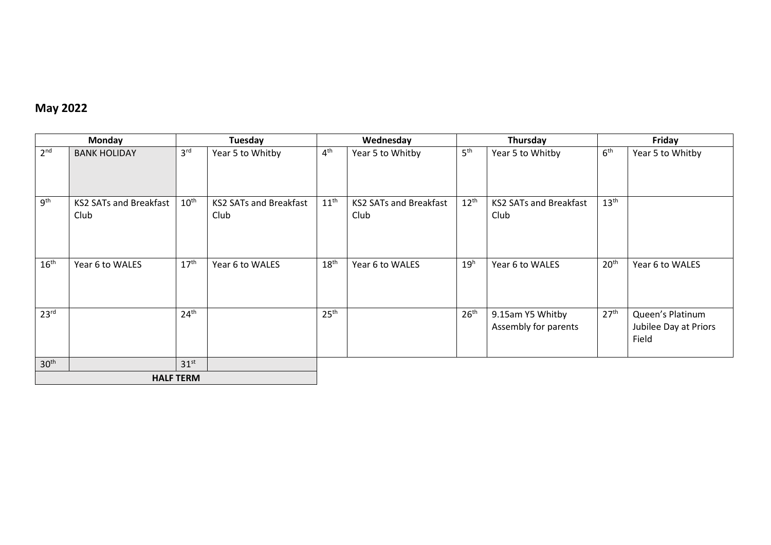## May 2022

| Monday | | Tuesday | | Wednesday | | Thursday | | Friday | |
|---|---|---|---|---|---|---|---|---|---|
| 2nd | BANK HOLIDAY | 3rd | Year 5 to Whitby | 4th | Year 5 to Whitby | 5th | Year 5 to Whitby | 6th | Year 5 to Whitby |
| 9th | KS2 SATs and Breakfast Club | 10th | KS2 SATs and Breakfast Club | 11th | KS2 SATs and Breakfast Club | 12th | KS2 SATs and Breakfast Club | 13th | |
| 16th | Year 6 to WALES | 17th | Year 6 to WALES | 18th | Year 6 to WALES | 19h | Year 6 to WALES | 20th | Year 6 to WALES |
| 23rd | | 24th | | 25th | | 26th | 9.15am Y5 Whitby Assembly for parents | 27th | Queen's Platinum Jubilee Day at Priors Field |
| 30th | | 31st | | | | | | | |
| **HALF TERM** | | | | | | | | | |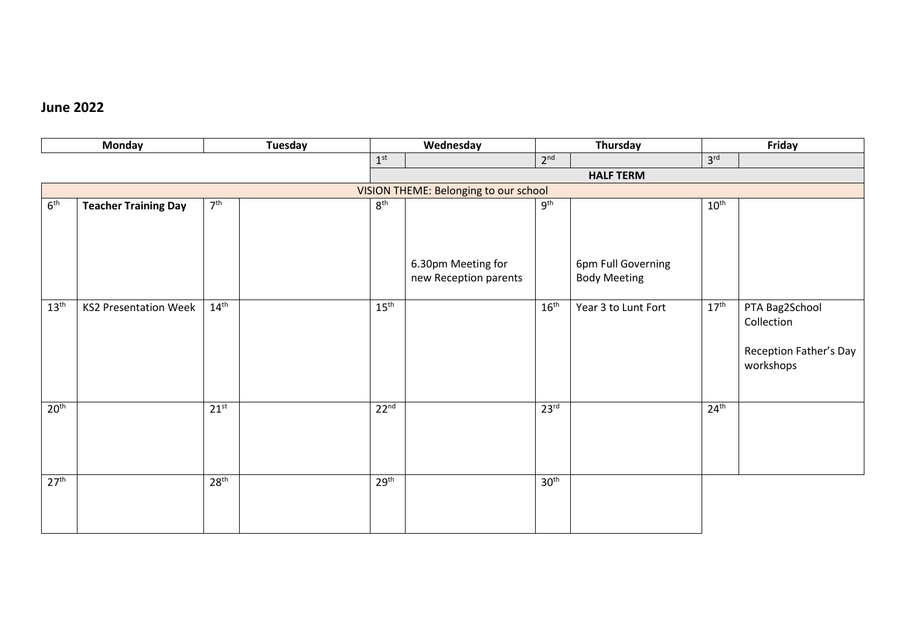## June 2022

| Monday | | Tuesday | | Wednesday | | Thursday | | Friday | |
|---|---|---|---|---|---|---|---|---|---|
| | | | | 1st | | 2nd | | 3rd | |
| | | | | **HALF TERM** | | | | | |
| VISION THEME: Belonging to our school | | | | | | | | | |
| 6th | **Teacher Training Day** | 7th | | 8th | 6.30pm Meeting for new Reception parents | 9th | 6pm Full Governing Body Meeting | 10th | |
| 13th | KS2 Presentation Week | 14th | | 15th | | 16th | Year 3 to Lunt Fort | 17th | PTA Bag2School Collection<br><br>Reception Father's Day workshops |
| 20th | | 21st | | 22nd | | 23rd | | 24th | |
| 27th | | 28th | | 29th | | 30th | | | |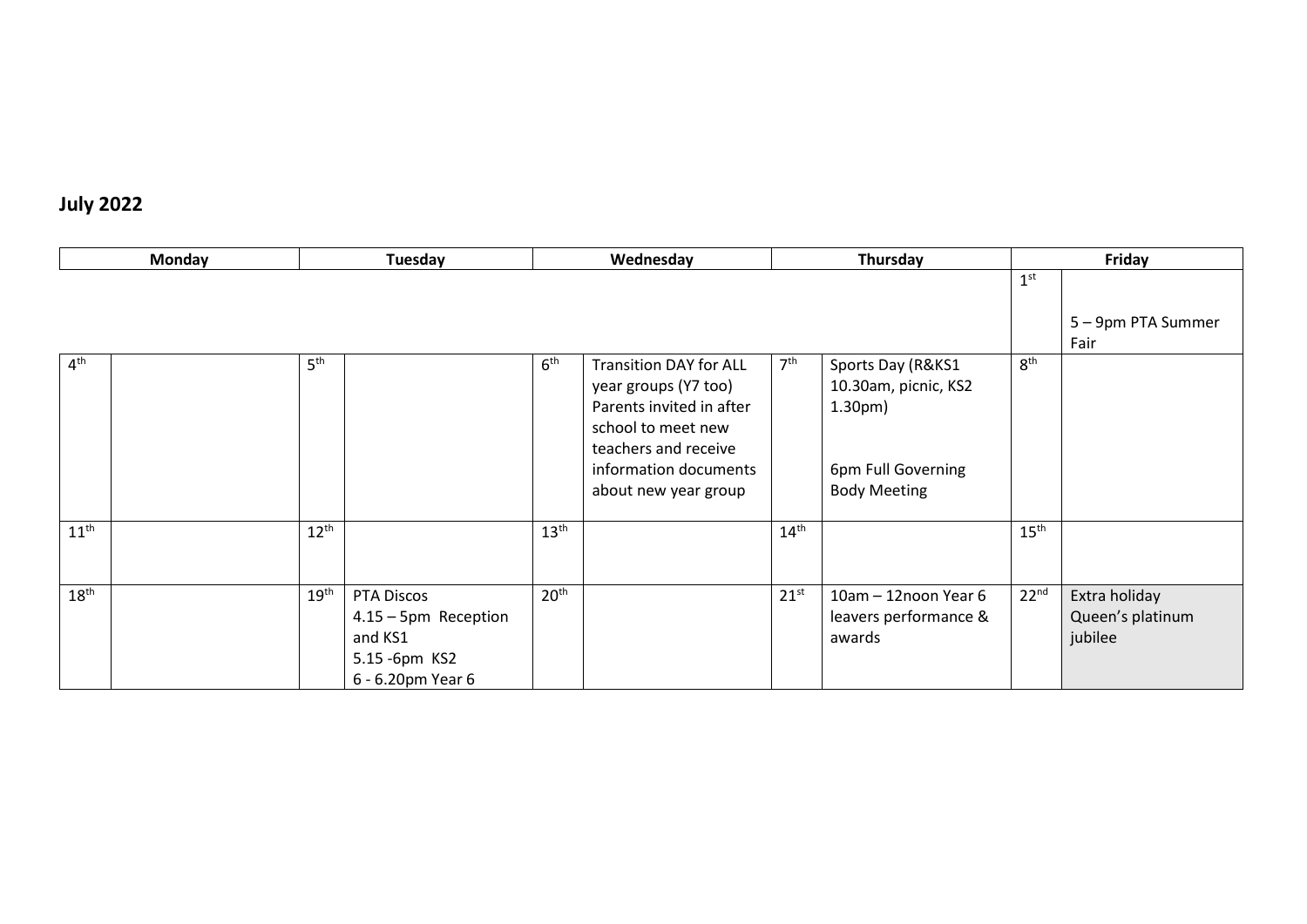## July 2022

| Monday | | Tuesday | | Wednesday | | Thursday | | Friday | |
|---|---|---|---|---|---|---|---|---|---|
| | | | | | | | | 1st | 5 – 9pm PTA Summer Fair |
| 4th | | 5th | | 6th | Transition DAY for ALL year groups (Y7 too) Parents invited in after school to meet new teachers and receive information documents about new year group | 7th | Sports Day (R&KS1 10.30am, picnic, KS2 1.30pm)<br><br>6pm Full Governing Body Meeting | 8th | |
| 11th | | 12th | | 13th | | 14th | | 15th | |
| 18th | | 19th | PTA Discos<br>4.15 – 5pm Reception and KS1<br>5.15 -6pm KS2<br>6 - 6.20pm Year 6 | 20th | | 21st | 10am – 12noon Year 6 leavers performance & awards | 22nd | Extra holiday Queen's platinum jubilee |